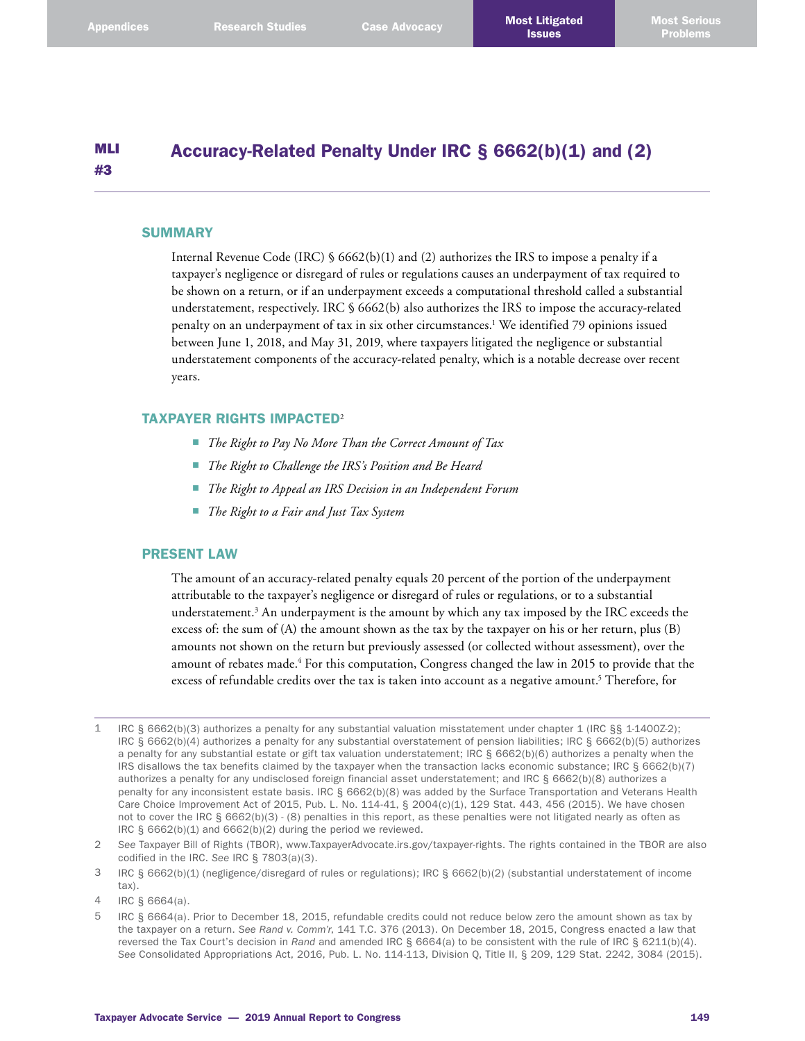# MLI #3 Accuracy-Related Penalty Under IRC § 6662(b)(1) and (2)

## SUMMARY

Internal Revenue Code (IRC) § 6662(b)(1) and (2) authorizes the IRS to impose a penalty if a taxpayer's negligence or disregard of rules or regulations causes an underpayment of tax required to be shown on a return, or if an underpayment exceeds a computational threshold called a substantial understatement, respectively. IRC § 6662(b) also authorizes the IRS to impose the accuracy-related penalty on an underpayment of tax in six other circumstances.[1] We identified 79 opinions issued between June 1, 2018, and May 31, 2019, where taxpayers litigated the negligence or substantial understatement components of the accuracy-related penalty, which is a notable decrease over recent years.

## TAXPAYER RIGHTS IMPACTED[2]

- *The Right to Pay No More Than the Correct Amount of Tax*
- *The Right to Challenge the IRS's Position and Be Heard*
- *The Right to Appeal an IRS Decision in an Independent Forum*
- *The Right to a Fair and Just Tax System*

## PRESENT LAW

The amount of an accuracy-related penalty equals 20 percent of the portion of the underpayment attributable to the taxpayer's negligence or disregard of rules or regulations, or to a substantial understatement.[3] An underpayment is the amount by which any tax imposed by the IRC exceeds the excess of: the sum of (A) the amount shown as the tax by the taxpayer on his or her return, plus (B) amounts not shown on the return but previously assessed (or collected without assessment), over the amount of rebates made.[4] For this computation, Congress changed the law in 2015 to provide that the excess of refundable credits over the tax is taken into account as a negative amount.[5] Therefore, for

---

1 IRC § 6662(b)(3) authorizes a penalty for any substantial valuation misstatement under chapter 1 (IRC §§ 1-1400Z-2); IRC § 6662(b)(4) authorizes a penalty for any substantial overstatement of pension liabilities; IRC § 6662(b)(5) authorizes a penalty for any substantial estate or gift tax valuation understatement; IRC § 6662(b)(6) authorizes a penalty when the IRS disallows the tax benefits claimed by the taxpayer when the transaction lacks economic substance; IRC § 6662(b)(7) authorizes a penalty for any undisclosed foreign financial asset understatement; and IRC § 6662(b)(8) authorizes a penalty for any inconsistent estate basis. IRC § 6662(b)(8) was added by the Surface Transportation and Veterans Health Care Choice Improvement Act of 2015, Pub. L. No. 114-41, § 2004(c)(1), 129 Stat. 443, 456 (2015). We have chosen not to cover the IRC § 6662(b)(3) - (8) penalties in this report, as these penalties were not litigated nearly as often as IRC § 6662(b)(1) and 6662(b)(2) during the period we reviewed.

2 *See* Taxpayer Bill of Rights (TBOR), www.TaxpayerAdvocate.irs.gov/taxpayer-rights. The rights contained in the TBOR are also codified in the IRC. *See* IRC § 7803(a)(3).

3 IRC § 6662(b)(1) (negligence/disregard of rules or regulations); IRC § 6662(b)(2) (substantial understatement of income tax).

4 IRC § 6664(a).

5 IRC § 6664(a). Prior to December 18, 2015, refundable credits could not reduce below zero the amount shown as tax by the taxpayer on a return. *See Rand v. Comm'r*, 141 T.C. 376 (2013). On December 18, 2015, Congress enacted a law that reversed the Tax Court's decision in *Rand* and amended IRC § 6664(a) to be consistent with the rule of IRC § 6211(b)(4). *See* Consolidated Appropriations Act, 2016, Pub. L. No. 114-113, Division Q, Title II, § 209, 129 Stat. 2242, 3084 (2015).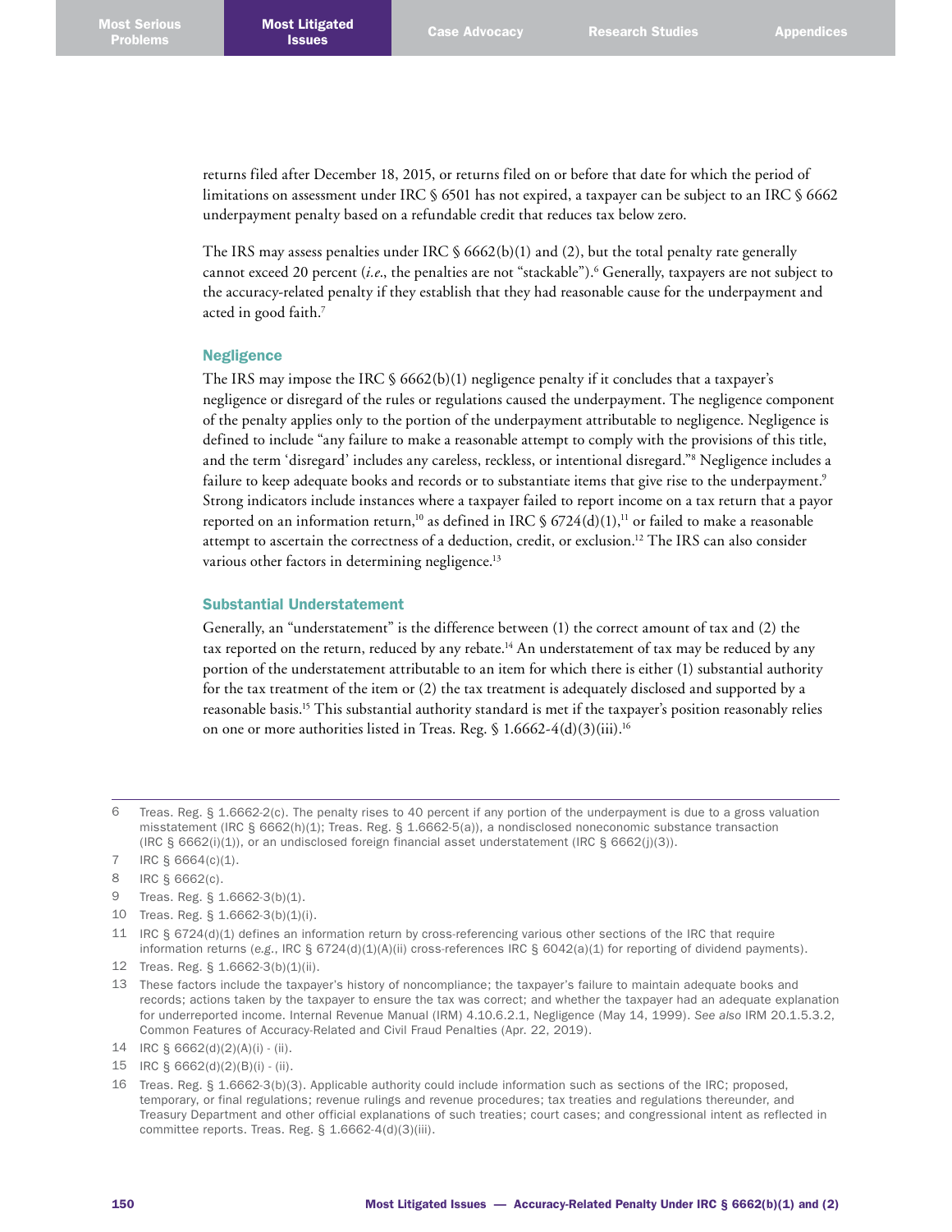returns filed after December 18, 2015, or returns filed on or before that date for which the period of limitations on assessment under IRC § 6501 has not expired, a taxpayer can be subject to an IRC § 6662 underpayment penalty based on a refundable credit that reduces tax below zero.

The IRS may assess penalties under IRC § 6662(b)(1) and (2), but the total penalty rate generally cannot exceed 20 percent (*i.e.*, the penalties are not "stackable").[6] Generally, taxpayers are not subject to the accuracy-related penalty if they establish that they had reasonable cause for the underpayment and acted in good faith.[7]

### Negligence

The IRS may impose the IRC § 6662(b)(1) negligence penalty if it concludes that a taxpayer's negligence or disregard of the rules or regulations caused the underpayment. The negligence component of the penalty applies only to the portion of the underpayment attributable to negligence. Negligence is defined to include "any failure to make a reasonable attempt to comply with the provisions of this title, and the term 'disregard' includes any careless, reckless, or intentional disregard."[8] Negligence includes a failure to keep adequate books and records or to substantiate items that give rise to the underpayment.[9] Strong indicators include instances where a taxpayer failed to report income on a tax return that a payor reported on an information return,[10] as defined in IRC § 6724(d)(1),[11] or failed to make a reasonable attempt to ascertain the correctness of a deduction, credit, or exclusion.[12] The IRS can also consider various other factors in determining negligence.[13]

### Substantial Understatement

Generally, an "understatement" is the difference between (1) the correct amount of tax and (2) the tax reported on the return, reduced by any rebate.[14] An understatement of tax may be reduced by any portion of the understatement attributable to an item for which there is either (1) substantial authority for the tax treatment of the item or (2) the tax treatment is adequately disclosed and supported by a reasonable basis.[15] This substantial authority standard is met if the taxpayer's position reasonably relies on one or more authorities listed in Treas. Reg. § 1.6662-4(d)(3)(iii).[16]

---

6 Treas. Reg. § 1.6662-2(c). The penalty rises to 40 percent if any portion of the underpayment is due to a gross valuation misstatement (IRC § 6662(h)(1); Treas. Reg. § 1.6662-5(a)), a nondisclosed noneconomic substance transaction (IRC § 6662(i)(1)), or an undisclosed foreign financial asset understatement (IRC § 6662(j)(3)).

7 IRC § 6664(c)(1).

8 IRC § 6662(c).

9 Treas. Reg. § 1.6662-3(b)(1).

10 Treas. Reg. § 1.6662-3(b)(1)(i).

11 IRC § 6724(d)(1) defines an information return by cross-referencing various other sections of the IRC that require information returns (*e.g.*, IRC § 6724(d)(1)(A)(ii) cross-references IRC § 6042(a)(1) for reporting of dividend payments).

12 Treas. Reg. § 1.6662-3(b)(1)(ii).

13 These factors include the taxpayer's history of noncompliance; the taxpayer's failure to maintain adequate books and records; actions taken by the taxpayer to ensure the tax was correct; and whether the taxpayer had an adequate explanation for underreported income. Internal Revenue Manual (IRM) 4.10.6.2.1, Negligence (May 14, 1999). *See also* IRM 20.1.5.3.2, Common Features of Accuracy-Related and Civil Fraud Penalties (Apr. 22, 2019).

14 IRC § 6662(d)(2)(A)(i) - (ii).

15 IRC § 6662(d)(2)(B)(i) - (ii).

16 Treas. Reg. § 1.6662-3(b)(3). Applicable authority could include information such as sections of the IRC; proposed, temporary, or final regulations; revenue rulings and revenue procedures; tax treaties and regulations thereunder, and Treasury Department and other official explanations of such treaties; court cases; and congressional intent as reflected in committee reports. Treas. Reg. § 1.6662-4(d)(3)(iii).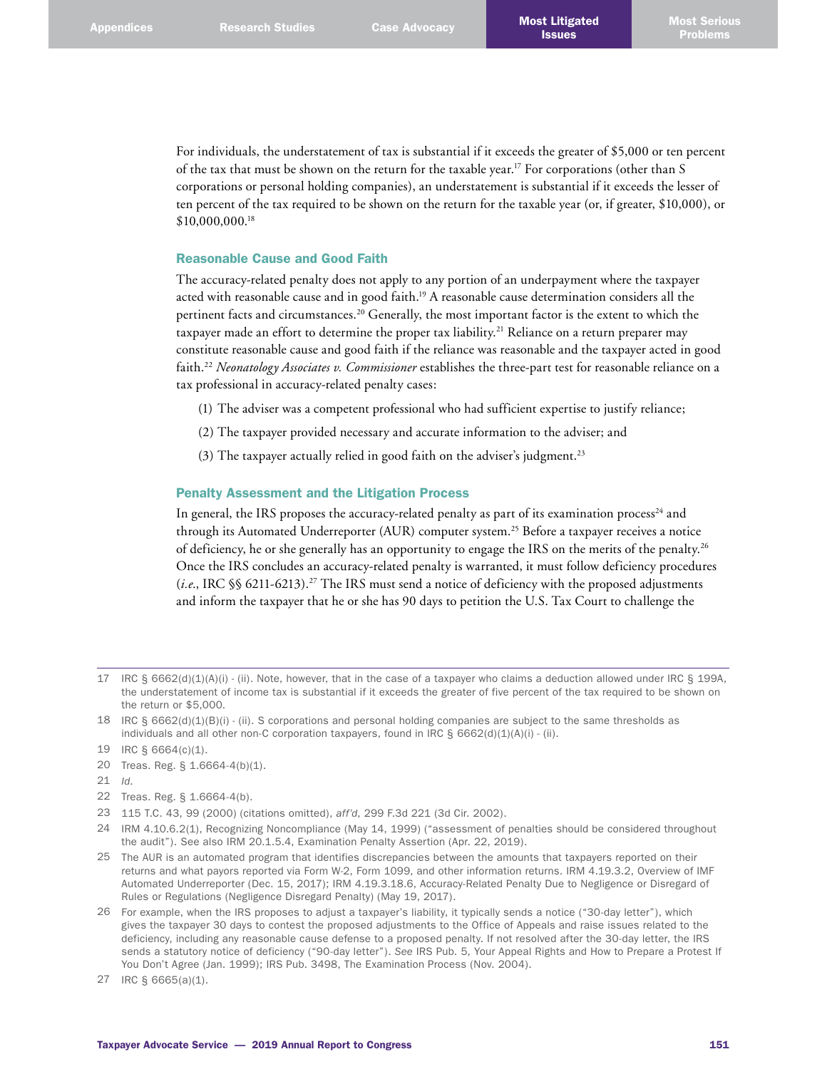For individuals, the understatement of tax is substantial if it exceeds the greater of $5,000 or ten percent of the tax that must be shown on the return for the taxable year.[17] For corporations (other than S corporations or personal holding companies), an understatement is substantial if it exceeds the lesser of ten percent of the tax required to be shown on the return for the taxable year (or, if greater, $10,000), or $10,000,000.[18]

### Reasonable Cause and Good Faith

The accuracy-related penalty does not apply to any portion of an underpayment where the taxpayer acted with reasonable cause and in good faith.[19] A reasonable cause determination considers all the pertinent facts and circumstances.[20] Generally, the most important factor is the extent to which the taxpayer made an effort to determine the proper tax liability.[21] Reliance on a return preparer may constitute reasonable cause and good faith if the reliance was reasonable and the taxpayer acted in good faith.[22] *Neonatology Associates v. Commissioner* establishes the three-part test for reasonable reliance on a tax professional in accuracy-related penalty cases:

(1) The adviser was a competent professional who had sufficient expertise to justify reliance;

(2) The taxpayer provided necessary and accurate information to the adviser; and

(3) The taxpayer actually relied in good faith on the adviser's judgment.[23]

### Penalty Assessment and the Litigation Process

In general, the IRS proposes the accuracy-related penalty as part of its examination process[24] and through its Automated Underreporter (AUR) computer system.[25] Before a taxpayer receives a notice of deficiency, he or she generally has an opportunity to engage the IRS on the merits of the penalty.[26] Once the IRS concludes an accuracy-related penalty is warranted, it must follow deficiency procedures (*i.e.*, IRC §§ 6211-6213).[27] The IRS must send a notice of deficiency with the proposed adjustments and inform the taxpayer that he or she has 90 days to petition the U.S. Tax Court to challenge the

---

17 IRC § 6662(d)(1)(A)(i) - (ii). Note, however, that in the case of a taxpayer who claims a deduction allowed under IRC § 199A, the understatement of income tax is substantial if it exceeds the greater of five percent of the tax required to be shown on the return or $5,000.

18 IRC § 6662(d)(1)(B)(i) - (ii). S corporations and personal holding companies are subject to the same thresholds as individuals and all other non-C corporation taxpayers, found in IRC § 6662(d)(1)(A)(i) - (ii).

19 IRC § 6664(c)(1).

20 Treas. Reg. § 1.6664-4(b)(1).

21 *Id.*

22 Treas. Reg. § 1.6664-4(b).

23 115 T.C. 43, 99 (2000) (citations omitted), *aff'd*, 299 F.3d 221 (3d Cir. 2002).

24 IRM 4.10.6.2(1), Recognizing Noncompliance (May 14, 1999) ("assessment of penalties should be considered throughout the audit"). See also IRM 20.1.5.4, Examination Penalty Assertion (Apr. 22, 2019).

25 The AUR is an automated program that identifies discrepancies between the amounts that taxpayers reported on their returns and what payors reported via Form W-2, Form 1099, and other information returns. IRM 4.19.3.2, Overview of IMF Automated Underreporter (Dec. 15, 2017); IRM 4.19.3.18.6, Accuracy-Related Penalty Due to Negligence or Disregard of Rules or Regulations (Negligence Disregard Penalty) (May 19, 2017).

26 For example, when the IRS proposes to adjust a taxpayer's liability, it typically sends a notice ("30-day letter"), which gives the taxpayer 30 days to contest the proposed adjustments to the Office of Appeals and raise issues related to the deficiency, including any reasonable cause defense to a proposed penalty. If not resolved after the 30-day letter, the IRS sends a statutory notice of deficiency ("90-day letter"). *See* IRS Pub. 5, Your Appeal Rights and How to Prepare a Protest If You Don't Agree (Jan. 1999); IRS Pub. 3498, The Examination Process (Nov. 2004).

27 IRC § 6665(a)(1).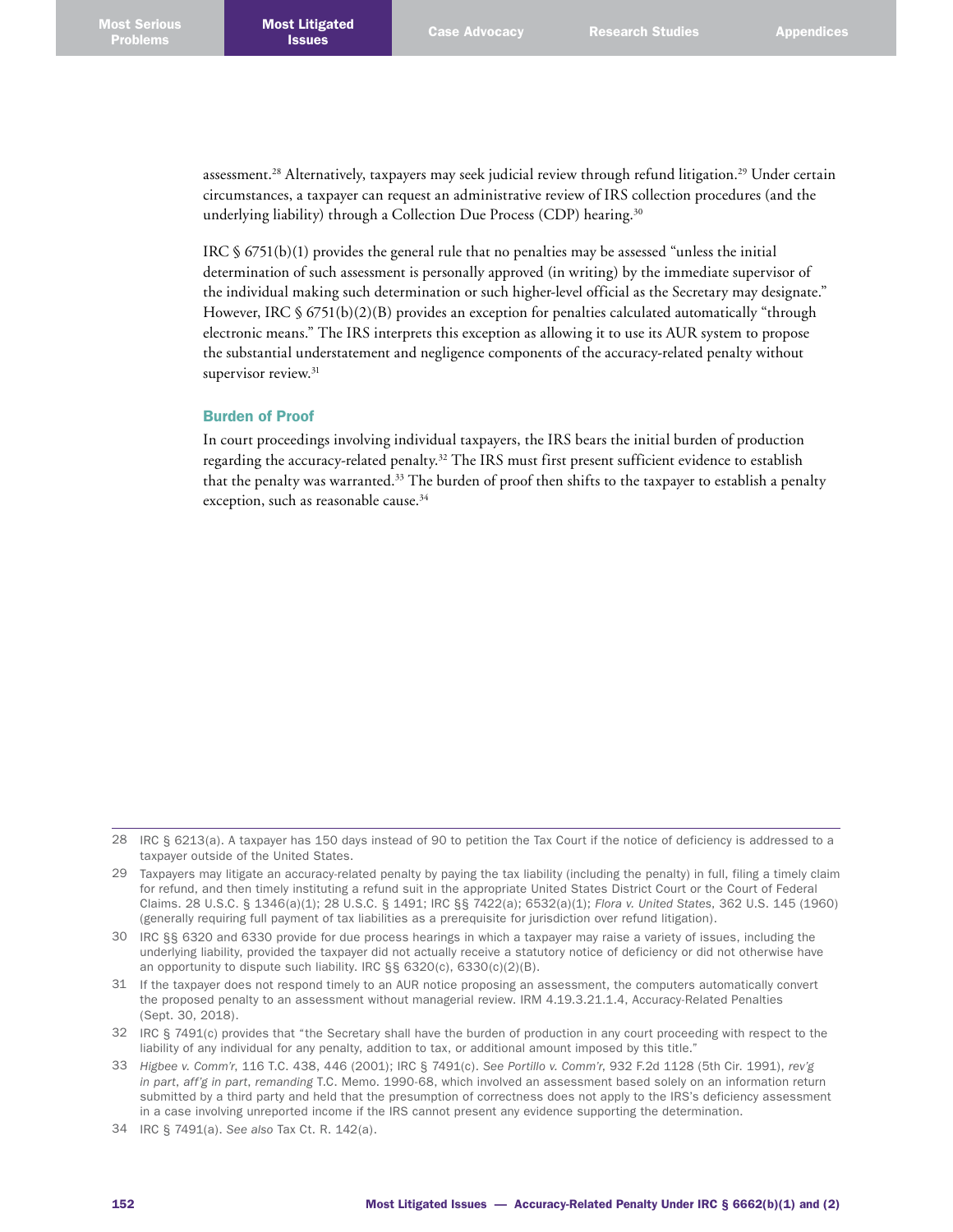assessment.[28] Alternatively, taxpayers may seek judicial review through refund litigation.[29] Under certain circumstances, a taxpayer can request an administrative review of IRS collection procedures (and the underlying liability) through a Collection Due Process (CDP) hearing.[30]

IRC § 6751(b)(1) provides the general rule that no penalties may be assessed "unless the initial determination of such assessment is personally approved (in writing) by the immediate supervisor of the individual making such determination or such higher-level official as the Secretary may designate." However, IRC § 6751(b)(2)(B) provides an exception for penalties calculated automatically "through electronic means." The IRS interprets this exception as allowing it to use its AUR system to propose the substantial understatement and negligence components of the accuracy-related penalty without supervisor review.[31]

### Burden of Proof

In court proceedings involving individual taxpayers, the IRS bears the initial burden of production regarding the accuracy-related penalty.[32] The IRS must first present sufficient evidence to establish that the penalty was warranted.[33] The burden of proof then shifts to the taxpayer to establish a penalty exception, such as reasonable cause.[34]

---

28 IRC § 6213(a). A taxpayer has 150 days instead of 90 to petition the Tax Court if the notice of deficiency is addressed to a taxpayer outside of the United States.

29 Taxpayers may litigate an accuracy-related penalty by paying the tax liability (including the penalty) in full, filing a timely claim for refund, and then timely instituting a refund suit in the appropriate United States District Court or the Court of Federal Claims. 28 U.S.C. § 1346(a)(1); 28 U.S.C. § 1491; IRC §§ 7422(a); 6532(a)(1); *Flora v. United States*, 362 U.S. 145 (1960) (generally requiring full payment of tax liabilities as a prerequisite for jurisdiction over refund litigation).

30 IRC §§ 6320 and 6330 provide for due process hearings in which a taxpayer may raise a variety of issues, including the underlying liability, provided the taxpayer did not actually receive a statutory notice of deficiency or did not otherwise have an opportunity to dispute such liability. IRC §§ 6320(c), 6330(c)(2)(B).

31 If the taxpayer does not respond timely to an AUR notice proposing an assessment, the computers automatically convert the proposed penalty to an assessment without managerial review. IRM 4.19.3.21.1.4, Accuracy-Related Penalties (Sept. 30, 2018).

32 IRC § 7491(c) provides that "the Secretary shall have the burden of production in any court proceeding with respect to the liability of any individual for any penalty, addition to tax, or additional amount imposed by this title."

33 *Higbee v. Comm'r*, 116 T.C. 438, 446 (2001); IRC § 7491(c). *See Portillo v. Comm'r*, 932 F.2d 1128 (5th Cir. 1991), *rev'g in part*, *aff'g in part*, *remanding* T.C. Memo. 1990-68, which involved an assessment based solely on an information return submitted by a third party and held that the presumption of correctness does not apply to the IRS's deficiency assessment in a case involving unreported income if the IRS cannot present any evidence supporting the determination.

34 IRC § 7491(a). *See also* Tax Ct. R. 142(a).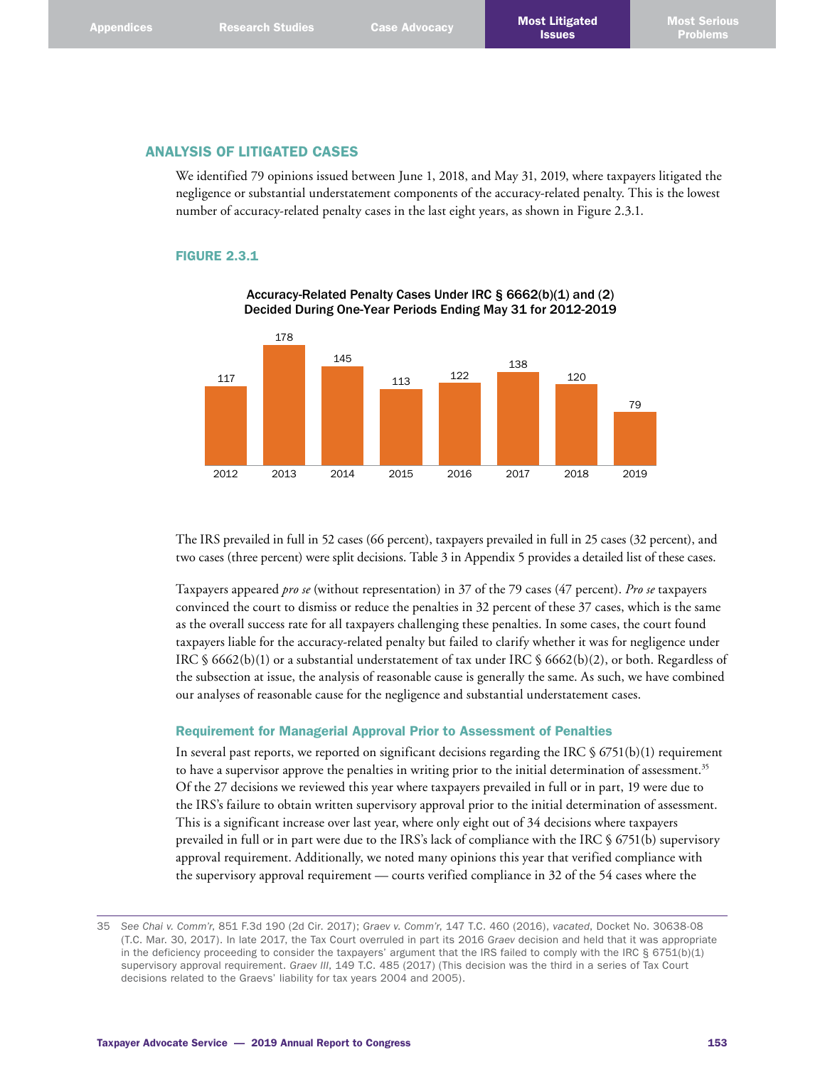## ANALYSIS OF LITIGATED CASES

We identified 79 opinions issued between June 1, 2018, and May 31, 2019, where taxpayers litigated the negligence or substantial understatement components of the accuracy-related penalty. This is the lowest number of accuracy-related penalty cases in the last eight years, as shown in Figure 2.3.1.

### FIGURE 2.3.1

Accuracy-Related Penalty Cases Under IRC § 6662(b)(1) and (2) Decided During One-Year Periods Ending May 31 for 2012-2019

| Year | Cases |
|---|---|
| 2012 | 117 |
| 2013 | 178 |
| 2014 | 145 |
| 2015 | 113 |
| 2016 | 122 |
| 2017 | 138 |
| 2018 | 120 |
| 2019 | 79 |

The IRS prevailed in full in 52 cases (66 percent), taxpayers prevailed in full in 25 cases (32 percent), and two cases (three percent) were split decisions. Table 3 in Appendix 5 provides a detailed list of these cases.

Taxpayers appeared *pro se* (without representation) in 37 of the 79 cases (47 percent). *Pro se* taxpayers convinced the court to dismiss or reduce the penalties in 32 percent of these 37 cases, which is the same as the overall success rate for all taxpayers challenging these penalties. In some cases, the court found taxpayers liable for the accuracy-related penalty but failed to clarify whether it was for negligence under IRC § 6662(b)(1) or a substantial understatement of tax under IRC § 6662(b)(2), or both. Regardless of the subsection at issue, the analysis of reasonable cause is generally the same. As such, we have combined our analyses of reasonable cause for the negligence and substantial understatement cases.

### Requirement for Managerial Approval Prior to Assessment of Penalties

In several past reports, we reported on significant decisions regarding the IRC § 6751(b)(1) requirement to have a supervisor approve the penalties in writing prior to the initial determination of assessment.[35] Of the 27 decisions we reviewed this year where taxpayers prevailed in full or in part, 19 were due to the IRS's failure to obtain written supervisory approval prior to the initial determination of assessment. This is a significant increase over last year, where only eight out of 34 decisions where taxpayers prevailed in full or in part were due to the IRS's lack of compliance with the IRC § 6751(b) supervisory approval requirement. Additionally, we noted many opinions this year that verified compliance with the supervisory approval requirement — courts verified compliance in 32 of the 54 cases where the

---

35 *See Chai v. Comm'r*, 851 F.3d 190 (2d Cir. 2017); *Graev v. Comm'r*, 147 T.C. 460 (2016), *vacated*, Docket No. 30638-08 (T.C. Mar. 30, 2017). In late 2017, the Tax Court overruled in part its 2016 *Graev* decision and held that it was appropriate in the deficiency proceeding to consider the taxpayers' argument that the IRS failed to comply with the IRC § 6751(b)(1) supervisory approval requirement. *Graev III*, 149 T.C. 485 (2017) (This decision was the third in a series of Tax Court decisions related to the Graevs' liability for tax years 2004 and 2005).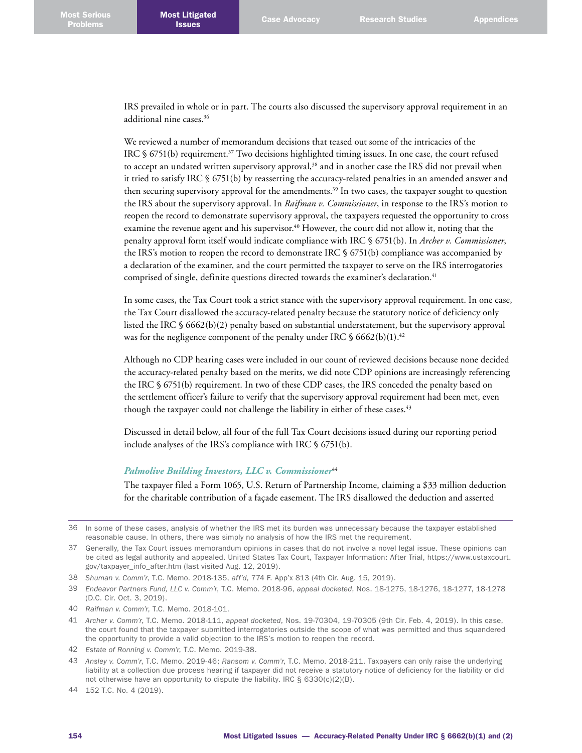IRS prevailed in whole or in part. The courts also discussed the supervisory approval requirement in an additional nine cases.[36]

We reviewed a number of memorandum decisions that teased out some of the intricacies of the IRC § 6751(b) requirement.[37] Two decisions highlighted timing issues. In one case, the court refused to accept an undated written supervisory approval,[38] and in another case the IRS did not prevail when it tried to satisfy IRC § 6751(b) by reasserting the accuracy-related penalties in an amended answer and then securing supervisory approval for the amendments.[39] In two cases, the taxpayer sought to question the IRS about the supervisory approval. In *Raifman v. Commissioner*, in response to the IRS's motion to reopen the record to demonstrate supervisory approval, the taxpayers requested the opportunity to cross examine the revenue agent and his supervisor.[40] However, the court did not allow it, noting that the penalty approval form itself would indicate compliance with IRC § 6751(b). In *Archer v. Commissioner*, the IRS's motion to reopen the record to demonstrate IRC § 6751(b) compliance was accompanied by a declaration of the examiner, and the court permitted the taxpayer to serve on the IRS interrogatories comprised of single, definite questions directed towards the examiner's declaration.[41]

In some cases, the Tax Court took a strict stance with the supervisory approval requirement. In one case, the Tax Court disallowed the accuracy-related penalty because the statutory notice of deficiency only listed the IRC § 6662(b)(2) penalty based on substantial understatement, but the supervisory approval was for the negligence component of the penalty under IRC § 6662(b)(1).[42]

Although no CDP hearing cases were included in our count of reviewed decisions because none decided the accuracy-related penalty based on the merits, we did note CDP opinions are increasingly referencing the IRC § 6751(b) requirement. In two of these CDP cases, the IRS conceded the penalty based on the settlement officer's failure to verify that the supervisory approval requirement had been met, even though the taxpayer could not challenge the liability in either of these cases.[43]

Discussed in detail below, all four of the full Tax Court decisions issued during our reporting period include analyses of the IRS's compliance with IRC § 6751(b).

### *Palmolive Building Investors, LLC v. Commissioner*[44]

The taxpayer filed a Form 1065, U.S. Return of Partnership Income, claiming a $33 million deduction for the charitable contribution of a façade easement. The IRS disallowed the deduction and asserted

---

36 In some of these cases, analysis of whether the IRS met its burden was unnecessary because the taxpayer established reasonable cause. In others, there was simply no analysis of how the IRS met the requirement.

37 Generally, the Tax Court issues memorandum opinions in cases that do not involve a novel legal issue. These opinions can be cited as legal authority and appealed. United States Tax Court, Taxpayer Information: After Trial, https://www.ustaxcourt.gov/taxpayer_info_after.htm (last visited Aug. 12, 2019).

38 *Shuman v. Comm'r*, T.C. Memo. 2018-135, *aff'd*, 774 F. App'x 813 (4th Cir. Aug. 15, 2019).

39 *Endeavor Partners Fund, LLC v. Comm'r*, T.C. Memo. 2018-96, *appeal docketed*, Nos. 18-1275, 18-1276, 18-1277, 18-1278 (D.C. Cir. Oct. 3, 2019).

40 *Raifman v. Comm'r*, T.C. Memo. 2018-101.

41 *Archer v. Comm'r*, T.C. Memo. 2018-111, *appeal docketed*, Nos. 19-70304, 19-70305 (9th Cir. Feb. 4, 2019). In this case, the court found that the taxpayer submitted interrogatories outside the scope of what was permitted and thus squandered the opportunity to provide a valid objection to the IRS's motion to reopen the record.

42 *Estate of Ronning v. Comm'r*, T.C. Memo. 2019-38.

43 *Ansley v. Comm'r*, T.C. Memo. 2019-46; *Ransom v. Comm'r*, T.C. Memo. 2018-211. Taxpayers can only raise the underlying liability at a collection due process hearing if taxpayer did not receive a statutory notice of deficiency for the liability or did not otherwise have an opportunity to dispute the liability. IRC § 6330(c)(2)(B).

44 152 T.C. No. 4 (2019).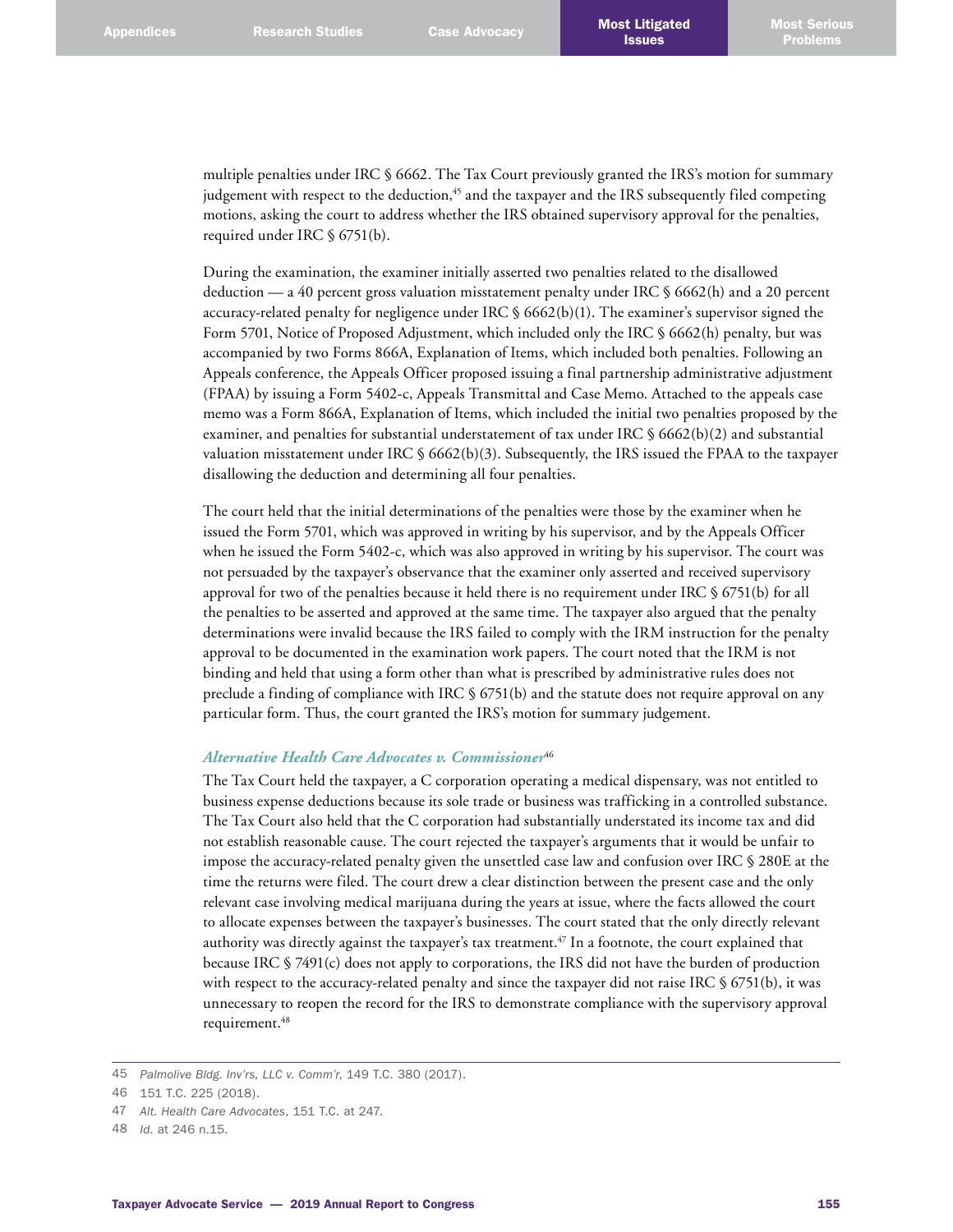multiple penalties under IRC § 6662. The Tax Court previously granted the IRS's motion for summary judgement with respect to the deduction,[45] and the taxpayer and the IRS subsequently filed competing motions, asking the court to address whether the IRS obtained supervisory approval for the penalties, required under IRC § 6751(b).

During the examination, the examiner initially asserted two penalties related to the disallowed deduction — a 40 percent gross valuation misstatement penalty under IRC § 6662(h) and a 20 percent accuracy-related penalty for negligence under IRC § 6662(b)(1). The examiner's supervisor signed the Form 5701, Notice of Proposed Adjustment, which included only the IRC § 6662(h) penalty, but was accompanied by two Forms 866A, Explanation of Items, which included both penalties. Following an Appeals conference, the Appeals Officer proposed issuing a final partnership administrative adjustment (FPAA) by issuing a Form 5402-c, Appeals Transmittal and Case Memo. Attached to the appeals case memo was a Form 866A, Explanation of Items, which included the initial two penalties proposed by the examiner, and penalties for substantial understatement of tax under IRC § 6662(b)(2) and substantial valuation misstatement under IRC § 6662(b)(3). Subsequently, the IRS issued the FPAA to the taxpayer disallowing the deduction and determining all four penalties.

The court held that the initial determinations of the penalties were those by the examiner when he issued the Form 5701, which was approved in writing by his supervisor, and by the Appeals Officer when he issued the Form 5402-c, which was also approved in writing by his supervisor. The court was not persuaded by the taxpayer's observance that the examiner only asserted and received supervisory approval for two of the penalties because it held there is no requirement under IRC § 6751(b) for all the penalties to be asserted and approved at the same time. The taxpayer also argued that the penalty determinations were invalid because the IRS failed to comply with the IRM instruction for the penalty approval to be documented in the examination work papers. The court noted that the IRM is not binding and held that using a form other than what is prescribed by administrative rules does not preclude a finding of compliance with IRC § 6751(b) and the statute does not require approval on any particular form. Thus, the court granted the IRS's motion for summary judgement.

### *Alternative Health Care Advocates v. Commissioner*[46]

The Tax Court held the taxpayer, a C corporation operating a medical dispensary, was not entitled to business expense deductions because its sole trade or business was trafficking in a controlled substance. The Tax Court also held that the C corporation had substantially understated its income tax and did not establish reasonable cause. The court rejected the taxpayer's arguments that it would be unfair to impose the accuracy-related penalty given the unsettled case law and confusion over IRC § 280E at the time the returns were filed. The court drew a clear distinction between the present case and the only relevant case involving medical marijuana during the years at issue, where the facts allowed the court to allocate expenses between the taxpayer's businesses. The court stated that the only directly relevant authority was directly against the taxpayer's tax treatment.[47] In a footnote, the court explained that because IRC § 7491(c) does not apply to corporations, the IRS did not have the burden of production with respect to the accuracy-related penalty and since the taxpayer did not raise IRC § 6751(b), it was unnecessary to reopen the record for the IRS to demonstrate compliance with the supervisory approval requirement.[48]

---

45 *Palmolive Bldg. Inv'rs, LLC v. Comm'r*, 149 T.C. 380 (2017).

46 151 T.C. 225 (2018).

47 *Alt. Health Care Advocates*, 151 T.C. at 247.

48 *Id.* at 246 n.15.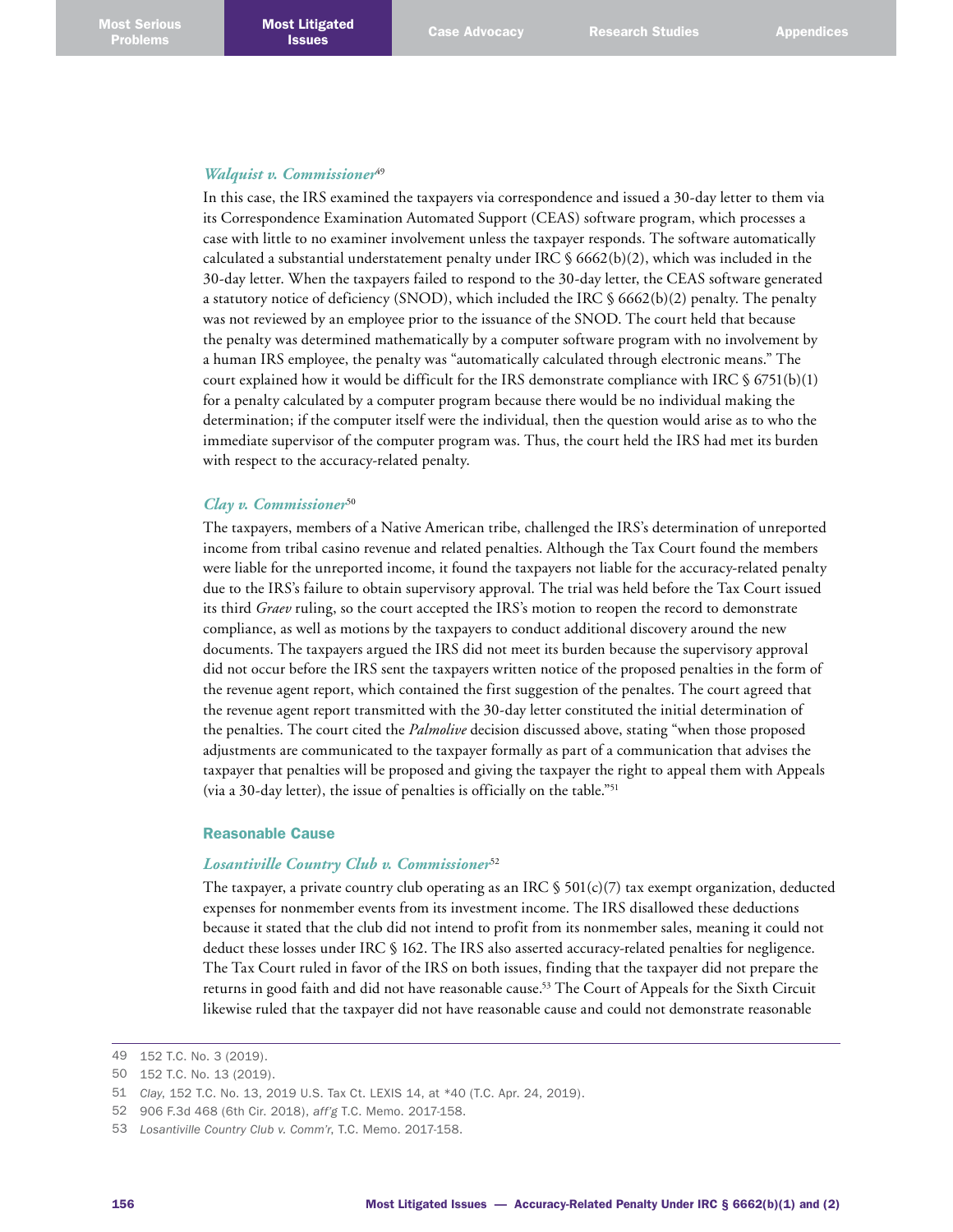### *Walquist v. Commissioner*[49]

In this case, the IRS examined the taxpayers via correspondence and issued a 30-day letter to them via its Correspondence Examination Automated Support (CEAS) software program, which processes a case with little to no examiner involvement unless the taxpayer responds. The software automatically calculated a substantial understatement penalty under IRC § 6662(b)(2), which was included in the 30-day letter. When the taxpayers failed to respond to the 30-day letter, the CEAS software generated a statutory notice of deficiency (SNOD), which included the IRC § 6662(b)(2) penalty. The penalty was not reviewed by an employee prior to the issuance of the SNOD. The court held that because the penalty was determined mathematically by a computer software program with no involvement by a human IRS employee, the penalty was "automatically calculated through electronic means." The court explained how it would be difficult for the IRS demonstrate compliance with IRC § 6751(b)(1) for a penalty calculated by a computer program because there would be no individual making the determination; if the computer itself were the individual, then the question would arise as to who the immediate supervisor of the computer program was. Thus, the court held the IRS had met its burden with respect to the accuracy-related penalty.

### *Clay v. Commissioner*[50]

The taxpayers, members of a Native American tribe, challenged the IRS's determination of unreported income from tribal casino revenue and related penalties. Although the Tax Court found the members were liable for the unreported income, it found the taxpayers not liable for the accuracy-related penalty due to the IRS's failure to obtain supervisory approval. The trial was held before the Tax Court issued its third *Graev* ruling, so the court accepted the IRS's motion to reopen the record to demonstrate compliance, as well as motions by the taxpayers to conduct additional discovery around the new documents. The taxpayers argued the IRS did not meet its burden because the supervisory approval did not occur before the IRS sent the taxpayers written notice of the proposed penalties in the form of the revenue agent report, which contained the first suggestion of the penaltes. The court agreed that the revenue agent report transmitted with the 30-day letter constituted the initial determination of the penalties. The court cited the *Palmolive* decision discussed above, stating "when those proposed adjustments are communicated to the taxpayer formally as part of a communication that advises the taxpayer that penalties will be proposed and giving the taxpayer the right to appeal them with Appeals (via a 30-day letter), the issue of penalties is officially on the table."[51]

## Reasonable Cause

### *Losantiville Country Club v. Commissioner*[52]

The taxpayer, a private country club operating as an IRC § 501(c)(7) tax exempt organization, deducted expenses for nonmember events from its investment income. The IRS disallowed these deductions because it stated that the club did not intend to profit from its nonmember sales, meaning it could not deduct these losses under IRC § 162. The IRS also asserted accuracy-related penalties for negligence. The Tax Court ruled in favor of the IRS on both issues, finding that the taxpayer did not prepare the returns in good faith and did not have reasonable cause.[53] The Court of Appeals for the Sixth Circuit likewise ruled that the taxpayer did not have reasonable cause and could not demonstrate reasonable

---

49 152 T.C. No. 3 (2019).

50 152 T.C. No. 13 (2019).

51 *Clay*, 152 T.C. No. 13, 2019 U.S. Tax Ct. LEXIS 14, at *40 (T.C. Apr. 24, 2019).

52 906 F.3d 468 (6th Cir. 2018), *aff'g* T.C. Memo. 2017-158.

53 *Losantiville Country Club v. Comm'r*, T.C. Memo. 2017-158.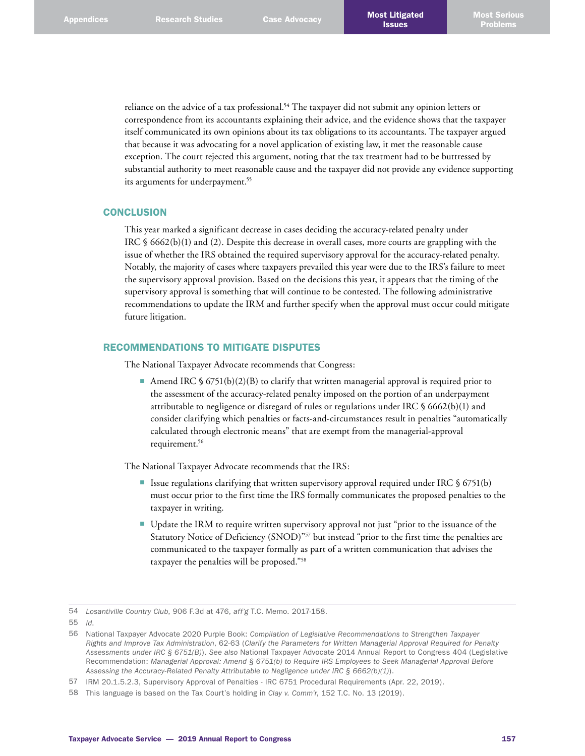reliance on the advice of a tax professional.[54] The taxpayer did not submit any opinion letters or correspondence from its accountants explaining their advice, and the evidence shows that the taxpayer itself communicated its own opinions about its tax obligations to its accountants. The taxpayer argued that because it was advocating for a novel application of existing law, it met the reasonable cause exception. The court rejected this argument, noting that the tax treatment had to be buttressed by substantial authority to meet reasonable cause and the taxpayer did not provide any evidence supporting its arguments for underpayment.[55]

## CONCLUSION

This year marked a significant decrease in cases deciding the accuracy-related penalty under IRC § 6662(b)(1) and (2). Despite this decrease in overall cases, more courts are grappling with the issue of whether the IRS obtained the required supervisory approval for the accuracy-related penalty. Notably, the majority of cases where taxpayers prevailed this year were due to the IRS's failure to meet the supervisory approval provision. Based on the decisions this year, it appears that the timing of the supervisory approval is something that will continue to be contested. The following administrative recommendations to update the IRM and further specify when the approval must occur could mitigate future litigation.

## RECOMMENDATIONS TO MITIGATE DISPUTES

The National Taxpayer Advocate recommends that Congress:

- Amend IRC § 6751(b)(2)(B) to clarify that written managerial approval is required prior to the assessment of the accuracy-related penalty imposed on the portion of an underpayment attributable to negligence or disregard of rules or regulations under IRC § 6662(b)(1) and consider clarifying which penalties or facts-and-circumstances result in penalties "automatically calculated through electronic means" that are exempt from the managerial-approval requirement.[56]

The National Taxpayer Advocate recommends that the IRS:

- Issue regulations clarifying that written supervisory approval required under IRC § 6751(b) must occur prior to the first time the IRS formally communicates the proposed penalties to the taxpayer in writing.
- Update the IRM to require written supervisory approval not just "prior to the issuance of the Statutory Notice of Deficiency (SNOD)"[57] but instead "prior to the first time the penalties are communicated to the taxpayer formally as part of a written communication that advises the taxpayer the penalties will be proposed."[58]

---

54 *Losantiville Country Club*, 906 F.3d at 476, *aff'g* T.C. Memo. 2017-158.

55 *Id.*

56 National Taxpayer Advocate 2020 Purple Book: *Compilation of Legislative Recommendations to Strengthen Taxpayer Rights and Improve Tax Administration*, 62-63 (*Clarify the Parameters for Written Managerial Approval Required for Penalty Assessments under IRC § 6751(B)*). *See also* National Taxpayer Advocate 2014 Annual Report to Congress 404 (Legislative Recommendation: *Managerial Approval: Amend § 6751(b) to Require IRS Employees to Seek Managerial Approval Before Assessing the Accuracy-Related Penalty Attributable to Negligence under IRC § 6662(b)(1)*).

57 IRM 20.1.5.2.3, Supervisory Approval of Penalties - IRC 6751 Procedural Requirements (Apr. 22, 2019).

58 This language is based on the Tax Court's holding in *Clay v. Comm'r*, 152 T.C. No. 13 (2019).